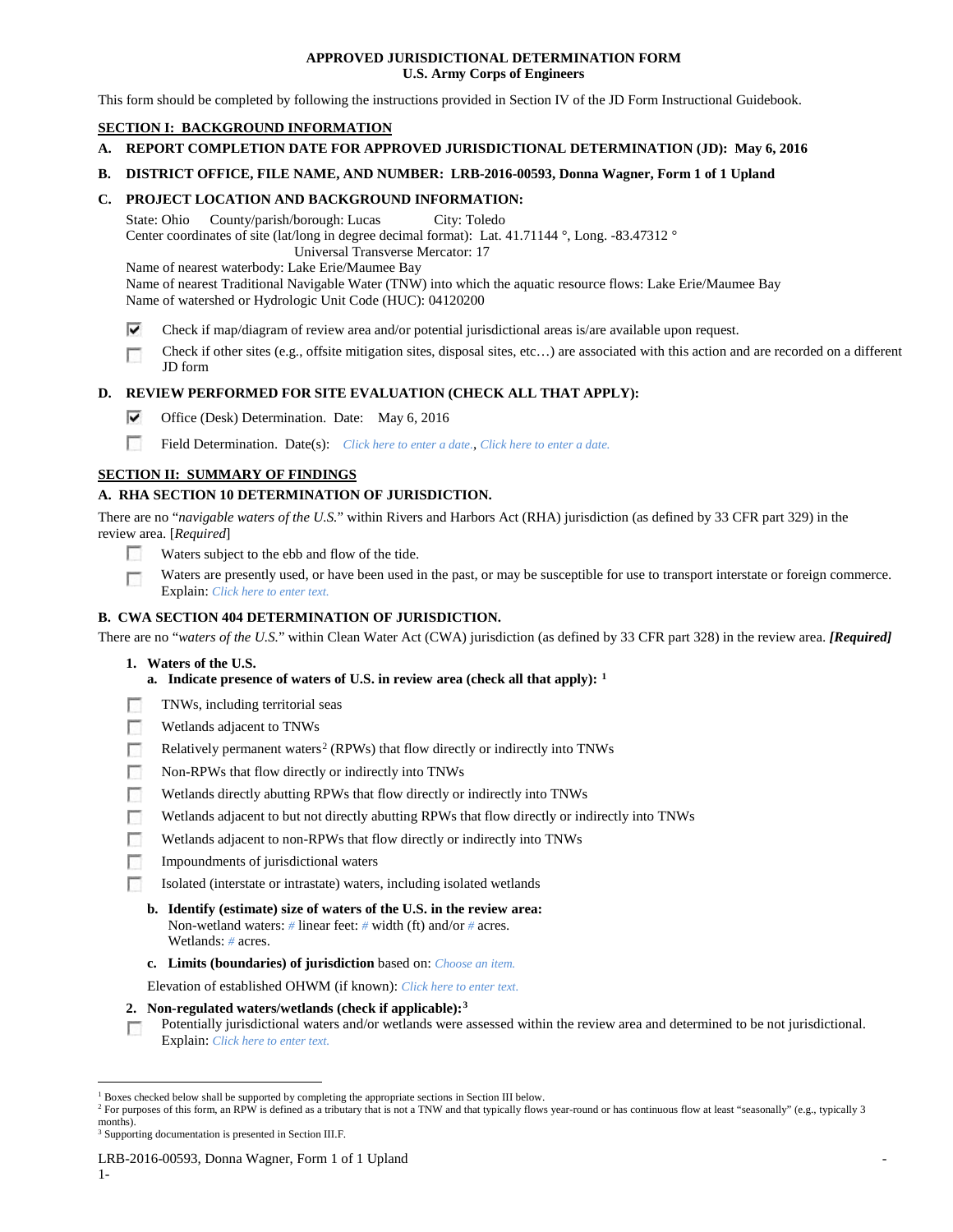**APPROVED JURISDICTIONAL DETERMINATION FORM**
**U.S. Army Corps of Engineers**

This form should be completed by following the instructions provided in Section IV of the JD Form Instructional Guidebook.

## SECTION I: BACKGROUND INFORMATION

**A. REPORT COMPLETION DATE FOR APPROVED JURISDICTIONAL DETERMINATION (JD): May 6, 2016**

**B. DISTRICT OFFICE, FILE NAME, AND NUMBER: LRB-2016-00593, Donna Wagner, Form 1 of 1 Upland**

**C. PROJECT LOCATION AND BACKGROUND INFORMATION:**

State: Ohio  County/parish/borough: Lucas  City: Toledo
Center coordinates of site (lat/long in degree decimal format): Lat. 41.71144 °, Long. -83.47312 °
Universal Transverse Mercator: 17
Name of nearest waterbody: Lake Erie/Maumee Bay
Name of nearest Traditional Navigable Water (TNW) into which the aquatic resource flows: Lake Erie/Maumee Bay
Name of watershed or Hydrologic Unit Code (HUC): 04120200

- [x] Check if map/diagram of review area and/or potential jurisdictional areas is/are available upon request.
- [ ] Check if other sites (e.g., offsite mitigation sites, disposal sites, etc…) are associated with this action and are recorded on a different JD form

**D. REVIEW PERFORMED FOR SITE EVALUATION (CHECK ALL THAT APPLY):**

- [x] Office (Desk) Determination. Date: May 6, 2016
- [ ] Field Determination. Date(s): *Click here to enter a date.*, *Click here to enter a date.*

## SECTION II: SUMMARY OF FINDINGS

**A. RHA SECTION 10 DETERMINATION OF JURISDICTION.**

There are no "*navigable waters of the U.S.*" within Rivers and Harbors Act (RHA) jurisdiction (as defined by 33 CFR part 329) in the review area. [*Required*]

- [ ] Waters subject to the ebb and flow of the tide.
- [ ] Waters are presently used, or have been used in the past, or may be susceptible for use to transport interstate or foreign commerce. Explain: *Click here to enter text.*

**B. CWA SECTION 404 DETERMINATION OF JURISDICTION.**

There are no "*waters of the U.S.*" within Clean Water Act (CWA) jurisdiction (as defined by 33 CFR part 328) in the review area. ***[Required]***

**1. Waters of the U.S.**

**a. Indicate presence of waters of U.S. in review area (check all that apply):** [1]

- [ ] TNWs, including territorial seas
- [ ] Wetlands adjacent to TNWs
- [ ] Relatively permanent waters[2] (RPWs) that flow directly or indirectly into TNWs
- [ ] Non-RPWs that flow directly or indirectly into TNWs
- [ ] Wetlands directly abutting RPWs that flow directly or indirectly into TNWs
- [ ] Wetlands adjacent to but not directly abutting RPWs that flow directly or indirectly into TNWs
- [ ] Wetlands adjacent to non-RPWs that flow directly or indirectly into TNWs
- [ ] Impoundments of jurisdictional waters
- [ ] Isolated (interstate or intrastate) waters, including isolated wetlands

**b. Identify (estimate) size of waters of the U.S. in the review area:**
Non-wetland waters: *#* linear feet: *#* width (ft) and/or *#* acres.
Wetlands: *#* acres.

**c. Limits (boundaries) of jurisdiction** based on: *Choose an item.*

Elevation of established OHWM (if known): *Click here to enter text.*

**2. Non-regulated waters/wetlands (check if applicable):**[3]

- [ ] Potentially jurisdictional waters and/or wetlands were assessed within the review area and determined to be not jurisdictional. Explain: *Click here to enter text.*

---

[1] Boxes checked below shall be supported by completing the appropriate sections in Section III below.
[2] For purposes of this form, an RPW is defined as a tributary that is not a TNW and that typically flows year-round or has continuous flow at least "seasonally" (e.g., typically 3 months).
[3] Supporting documentation is presented in Section III.F.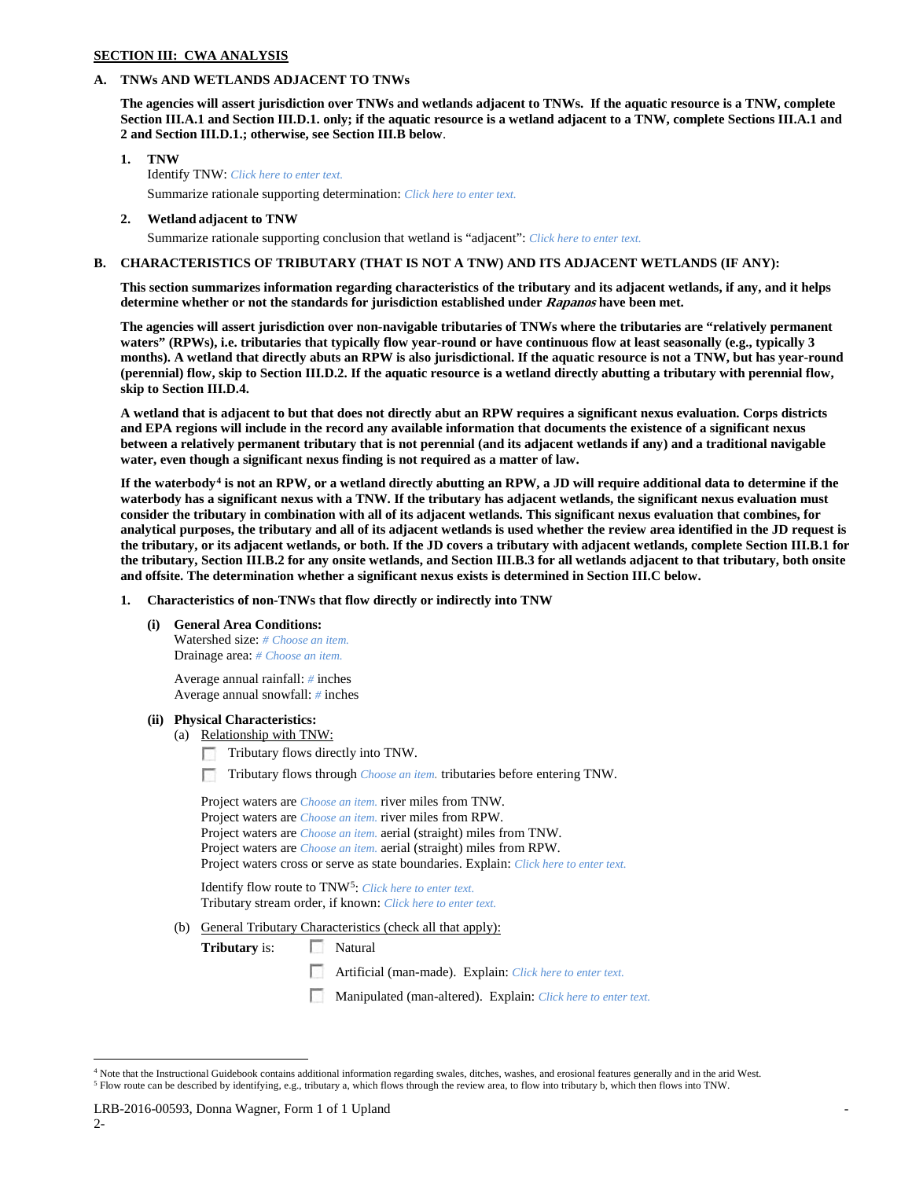**SECTION III: CWA ANALYSIS**

**A. TNWs AND WETLANDS ADJACENT TO TNWs**

**The agencies will assert jurisdiction over TNWs and wetlands adjacent to TNWs. If the aquatic resource is a TNW, complete Section III.A.1 and Section III.D.1. only; if the aquatic resource is a wetland adjacent to a TNW, complete Sections III.A.1 and 2 and Section III.D.1.; otherwise, see Section III.B below**.

**1. TNW**

Identify TNW: *Click here to enter text.*

Summarize rationale supporting determination: *Click here to enter text.*

**2. Wetland adjacent to TNW**

Summarize rationale supporting conclusion that wetland is "adjacent": *Click here to enter text.*

**B. CHARACTERISTICS OF TRIBUTARY (THAT IS NOT A TNW) AND ITS ADJACENT WETLANDS (IF ANY):**

**This section summarizes information regarding characteristics of the tributary and its adjacent wetlands, if any, and it helps determine whether or not the standards for jurisdiction established under *Rapanos* have been met.**

**The agencies will assert jurisdiction over non-navigable tributaries of TNWs where the tributaries are "relatively permanent waters" (RPWs), i.e. tributaries that typically flow year-round or have continuous flow at least seasonally (e.g., typically 3 months). A wetland that directly abuts an RPW is also jurisdictional. If the aquatic resource is not a TNW, but has year-round (perennial) flow, skip to Section III.D.2. If the aquatic resource is a wetland directly abutting a tributary with perennial flow, skip to Section III.D.4.**

**A wetland that is adjacent to but that does not directly abut an RPW requires a significant nexus evaluation. Corps districts and EPA regions will include in the record any available information that documents the existence of a significant nexus between a relatively permanent tributary that is not perennial (and its adjacent wetlands if any) and a traditional navigable water, even though a significant nexus finding is not required as a matter of law.**

**If the waterbody[4] is not an RPW, or a wetland directly abutting an RPW, a JD will require additional data to determine if the waterbody has a significant nexus with a TNW. If the tributary has adjacent wetlands, the significant nexus evaluation must consider the tributary in combination with all of its adjacent wetlands. This significant nexus evaluation that combines, for analytical purposes, the tributary and all of its adjacent wetlands is used whether the review area identified in the JD request is the tributary, or its adjacent wetlands, or both. If the JD covers a tributary with adjacent wetlands, complete Section III.B.1 for the tributary, Section III.B.2 for any onsite wetlands, and Section III.B.3 for all wetlands adjacent to that tributary, both onsite and offsite. The determination whether a significant nexus exists is determined in Section III.C below.**

**1. Characteristics of non-TNWs that flow directly or indirectly into TNW**

**(i) General Area Conditions:**

Watershed size: *# Choose an item.*
Drainage area: *# Choose an item.*

Average annual rainfall: *#* inches
Average annual snowfall: *#* inches

**(ii) Physical Characteristics:**

(a) Relationship with TNW:

☐ Tributary flows directly into TNW.

☐ Tributary flows through *Choose an item.* tributaries before entering TNW.

Project waters are *Choose an item.* river miles from TNW.
Project waters are *Choose an item.* river miles from RPW.
Project waters are *Choose an item.* aerial (straight) miles from TNW.
Project waters are *Choose an item.* aerial (straight) miles from RPW.
Project waters cross or serve as state boundaries. Explain: *Click here to enter text.*

Identify flow route to TNW[5]: *Click here to enter text.*
Tributary stream order, if known: *Click here to enter text.*

(b) General Tributary Characteristics (check all that apply):

**Tributary** is: ☐ Natural

☐ Artificial (man-made). Explain: *Click here to enter text.*

☐ Manipulated (man-altered). Explain: *Click here to enter text.*

---

[4] Note that the Instructional Guidebook contains additional information regarding swales, ditches, washes, and erosional features generally and in the arid West.
[5] Flow route can be described by identifying, e.g., tributary a, which flows through the review area, to flow into tributary b, which then flows into TNW.

LRB-2016-00593, Donna Wagner, Form 1 of 1 Upland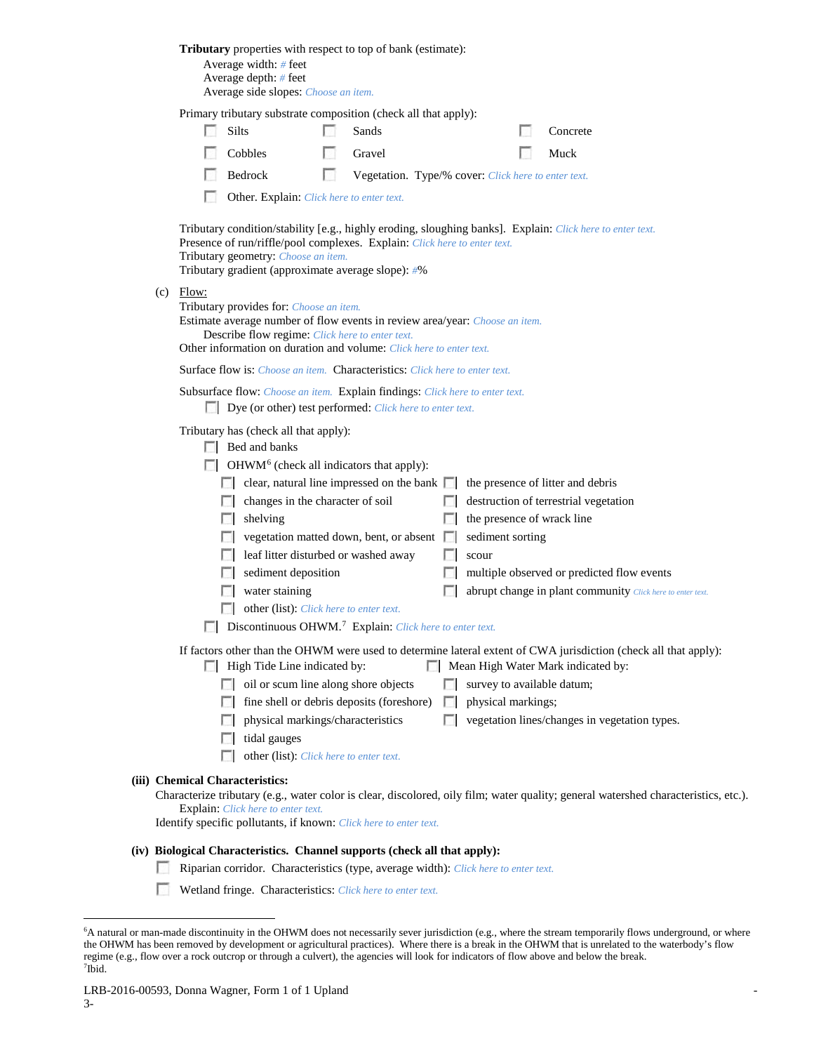**Tributary** properties with respect to top of bank (estimate):

Average width: # feet
Average depth: # feet
Average side slopes: Choose an item.

Primary tributary substrate composition (check all that apply):

- ☐ Silts
- ☐ Sands
- ☐ Concrete
- ☐ Cobbles
- ☐ Gravel
- ☐ Muck
- ☐ Bedrock
- ☐ Vegetation. Type/% cover: Click here to enter text.
- ☐ Other. Explain: Click here to enter text.

Tributary condition/stability [e.g., highly eroding, sloughing banks]. Explain: Click here to enter text.
Presence of run/riffle/pool complexes. Explain: Click here to enter text.
Tributary geometry: Choose an item.
Tributary gradient (approximate average slope): #%

(c) Flow:

Tributary provides for: Choose an item.
Estimate average number of flow events in review area/year: Choose an item.
Describe flow regime: Click here to enter text.
Other information on duration and volume: Click here to enter text.

Surface flow is: Choose an item. Characteristics: Click here to enter text.

Subsurface flow: Choose an item. Explain findings: Click here to enter text.

- ☐ Dye (or other) test performed: Click here to enter text.

Tributary has (check all that apply):

- ☐ Bed and banks
- ☐ OHWM[6] (check all indicators that apply):
  - ☐ clear, natural line impressed on the bank
  - ☐ the presence of litter and debris
  - ☐ changes in the character of soil
  - ☐ destruction of terrestrial vegetation
  - ☐ shelving
  - ☐ the presence of wrack line
  - ☐ vegetation matted down, bent, or absent
  - ☐ sediment sorting
  - ☐ leaf litter disturbed or washed away
  - ☐ scour
  - ☐ sediment deposition
  - ☐ multiple observed or predicted flow events
  - ☐ water staining
  - ☐ abrupt change in plant community Click here to enter text.
  - ☐ other (list): Click here to enter text.
- ☐ Discontinuous OHWM.[7] Explain: Click here to enter text.

If factors other than the OHWM were used to determine lateral extent of CWA jurisdiction (check all that apply):

- ☐ High Tide Line indicated by:
  - ☐ oil or scum line along shore objects
  - ☐ fine shell or debris deposits (foreshore)
  - ☐ physical markings/characteristics
  - ☐ tidal gauges
  - ☐ other (list): Click here to enter text.
- ☐ Mean High Water Mark indicated by:
  - ☐ survey to available datum;
  - ☐ physical markings;
  - ☐ vegetation lines/changes in vegetation types.

**(iii) Chemical Characteristics:**

Characterize tributary (e.g., water color is clear, discolored, oily film; water quality; general watershed characteristics, etc.).
Explain: Click here to enter text.
Identify specific pollutants, if known: Click here to enter text.

**(iv) Biological Characteristics. Channel supports (check all that apply):**

- ☐ Riparian corridor. Characteristics (type, average width): Click here to enter text.
- ☐ Wetland fringe. Characteristics: Click here to enter text.

---

[6] A natural or man-made discontinuity in the OHWM does not necessarily sever jurisdiction (e.g., where the stream temporarily flows underground, or where the OHWM has been removed by development or agricultural practices). Where there is a break in the OHWM that is unrelated to the waterbody's flow regime (e.g., flow over a rock outcrop or through a culvert), the agencies will look for indicators of flow above and below the break.
[7] Ibid.

LRB-2016-00593, Donna Wagner, Form 1 of 1 Upland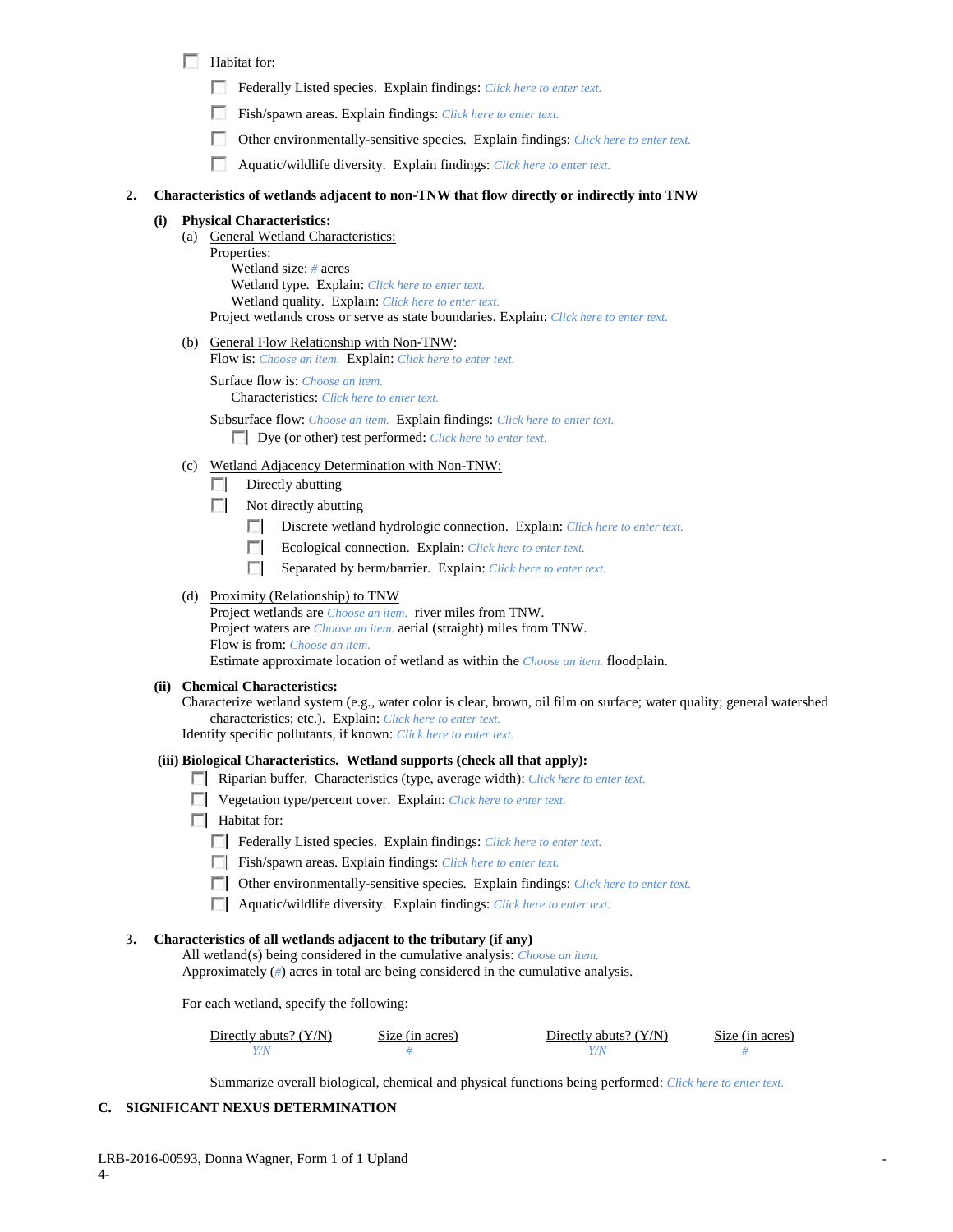☐ Habitat for:

☐ Federally Listed species. Explain findings: *Click here to enter text.*

☐ Fish/spawn areas. Explain findings: *Click here to enter text.*

☐ Other environmentally-sensitive species. Explain findings: *Click here to enter text.*

☐ Aquatic/wildlife diversity. Explain findings: *Click here to enter text.*

**2. Characteristics of wetlands adjacent to non-TNW that flow directly or indirectly into TNW**

**(i) Physical Characteristics:**

(a) General Wetland Characteristics:

Properties:

Wetland size: *#* acres

Wetland type. Explain: *Click here to enter text.*

Wetland quality. Explain: *Click here to enter text.*

Project wetlands cross or serve as state boundaries. Explain: *Click here to enter text.*

(b) General Flow Relationship with Non-TNW:

Flow is: *Choose an item.* Explain: *Click here to enter text.*

Surface flow is: *Choose an item.*

Characteristics: *Click here to enter text.*

Subsurface flow: *Choose an item.* Explain findings: *Click here to enter text.*

☐ Dye (or other) test performed: *Click here to enter text.*

(c) Wetland Adjacency Determination with Non-TNW:

☐ Directly abutting

☐ Not directly abutting

☐ Discrete wetland hydrologic connection. Explain: *Click here to enter text.*

☐ Ecological connection. Explain: *Click here to enter text.*

☐ Separated by berm/barrier. Explain: *Click here to enter text.*

(d) Proximity (Relationship) to TNW

Project wetlands are *Choose an item.* river miles from TNW.

Project waters are *Choose an item.* aerial (straight) miles from TNW.

Flow is from: *Choose an item.*

Estimate approximate location of wetland as within the *Choose an item.* floodplain.

**(ii) Chemical Characteristics:**

Characterize wetland system (e.g., water color is clear, brown, oil film on surface; water quality; general watershed characteristics; etc.). Explain: *Click here to enter text.*

Identify specific pollutants, if known: *Click here to enter text.*

**(iii) Biological Characteristics. Wetland supports (check all that apply):**

☐ Riparian buffer. Characteristics (type, average width): *Click here to enter text.*

☐ Vegetation type/percent cover. Explain: *Click here to enter text.*

☐ Habitat for:

☐ Federally Listed species. Explain findings: *Click here to enter text.*

☐ Fish/spawn areas. Explain findings: *Click here to enter text.*

☐ Other environmentally-sensitive species. Explain findings: *Click here to enter text.*

☐ Aquatic/wildlife diversity. Explain findings: *Click here to enter text.*

**3. Characteristics of all wetlands adjacent to the tributary (if any)**

All wetland(s) being considered in the cumulative analysis: *Choose an item.*

Approximately (*#*) acres in total are being considered in the cumulative analysis.

For each wetland, specify the following:

| Directly abuts? (Y/N) | Size (in acres) | Directly abuts? (Y/N) | Size (in acres) |
|---|---|---|---|
| *Y/N* | *#* | *Y/N* | *#* |

Summarize overall biological, chemical and physical functions being performed: *Click here to enter text.*

**C. SIGNIFICANT NEXUS DETERMINATION**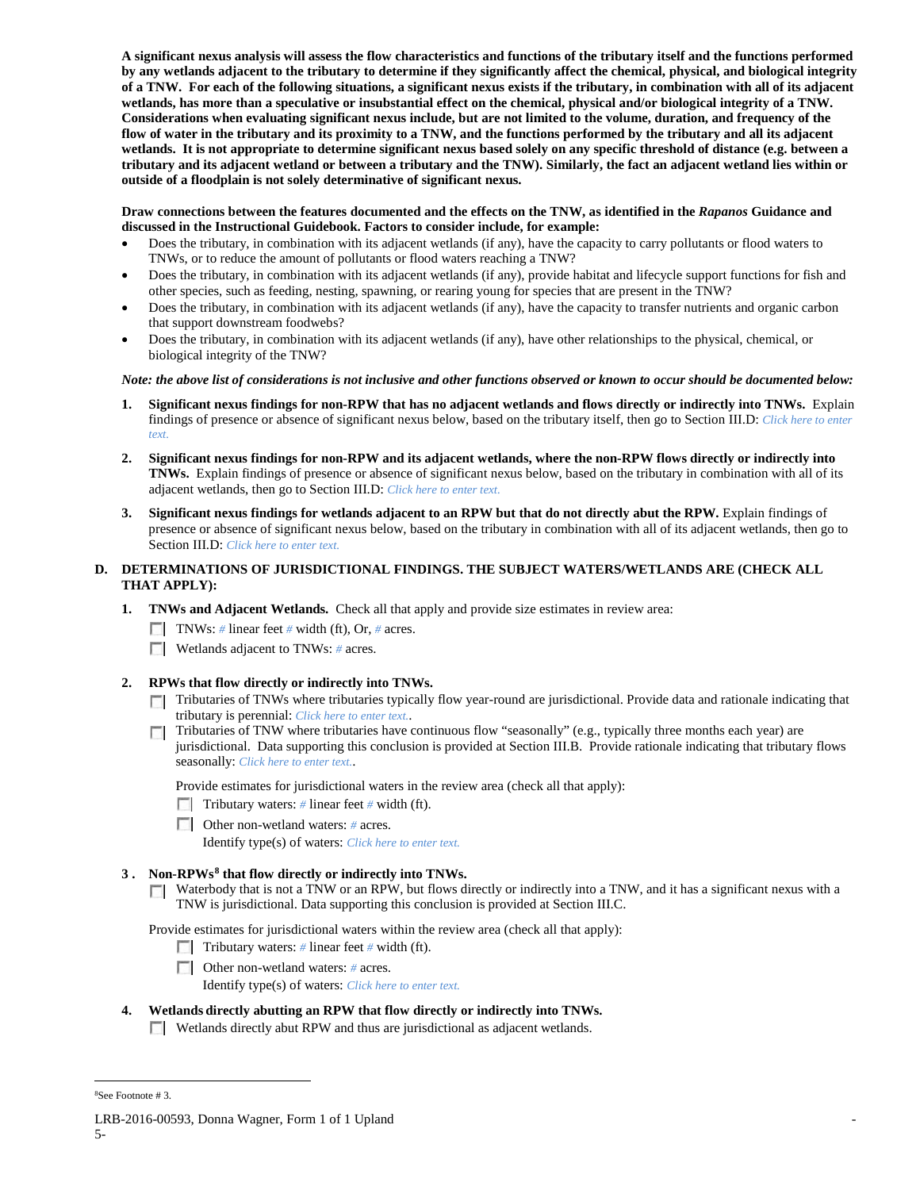**A significant nexus analysis will assess the flow characteristics and functions of the tributary itself and the functions performed by any wetlands adjacent to the tributary to determine if they significantly affect the chemical, physical, and biological integrity of a TNW. For each of the following situations, a significant nexus exists if the tributary, in combination with all of its adjacent wetlands, has more than a speculative or insubstantial effect on the chemical, physical and/or biological integrity of a TNW. Considerations when evaluating significant nexus include, but are not limited to the volume, duration, and frequency of the flow of water in the tributary and its proximity to a TNW, and the functions performed by the tributary and all its adjacent wetlands. It is not appropriate to determine significant nexus based solely on any specific threshold of distance (e.g. between a tributary and its adjacent wetland or between a tributary and the TNW). Similarly, the fact an adjacent wetland lies within or outside of a floodplain is not solely determinative of significant nexus.**

**Draw connections between the features documented and the effects on the TNW, as identified in the *Rapanos* Guidance and discussed in the Instructional Guidebook. Factors to consider include, for example:**

- Does the tributary, in combination with its adjacent wetlands (if any), have the capacity to carry pollutants or flood waters to TNWs, or to reduce the amount of pollutants or flood waters reaching a TNW?
- Does the tributary, in combination with its adjacent wetlands (if any), provide habitat and lifecycle support functions for fish and other species, such as feeding, nesting, spawning, or rearing young for species that are present in the TNW?
- Does the tributary, in combination with its adjacent wetlands (if any), have the capacity to transfer nutrients and organic carbon that support downstream foodwebs?
- Does the tributary, in combination with its adjacent wetlands (if any), have other relationships to the physical, chemical, or biological integrity of the TNW?

***Note: the above list of considerations is not inclusive and other functions observed or known to occur should be documented below:***

1. **Significant nexus findings for non-RPW that has no adjacent wetlands and flows directly or indirectly into TNWs.** Explain findings of presence or absence of significant nexus below, based on the tributary itself, then go to Section III.D: *Click here to enter text.*

2. **Significant nexus findings for non-RPW and its adjacent wetlands, where the non-RPW flows directly or indirectly into TNWs.** Explain findings of presence or absence of significant nexus below, based on the tributary in combination with all of its adjacent wetlands, then go to Section III.D: *Click here to enter text.*

3. **Significant nexus findings for wetlands adjacent to an RPW but that do not directly abut the RPW.** Explain findings of presence or absence of significant nexus below, based on the tributary in combination with all of its adjacent wetlands, then go to Section III.D: *Click here to enter text.*

## D. DETERMINATIONS OF JURISDICTIONAL FINDINGS. THE SUBJECT WATERS/WETLANDS ARE (CHECK ALL THAT APPLY):

1. **TNWs and Adjacent Wetlands.** Check all that apply and provide size estimates in review area:
   - ☐ TNWs: # linear feet # width (ft), Or, # acres.
   - ☐ Wetlands adjacent to TNWs: # acres.

2. **RPWs that flow directly or indirectly into TNWs.**
   - ☐ Tributaries of TNWs where tributaries typically flow year-round are jurisdictional. Provide data and rationale indicating that tributary is perennial: *Click here to enter text.*.
   - ☐ Tributaries of TNW where tributaries have continuous flow "seasonally" (e.g., typically three months each year) are jurisdictional. Data supporting this conclusion is provided at Section III.B. Provide rationale indicating that tributary flows seasonally: *Click here to enter text.*.

   Provide estimates for jurisdictional waters in the review area (check all that apply):
   - ☐ Tributary waters: # linear feet # width (ft).
   - ☐ Other non-wetland waters: # acres.
     Identify type(s) of waters: *Click here to enter text.*

3. **Non-RPWs[8] that flow directly or indirectly into TNWs.**
   - ☐ Waterbody that is not a TNW or an RPW, but flows directly or indirectly into a TNW, and it has a significant nexus with a TNW is jurisdictional. Data supporting this conclusion is provided at Section III.C.

   Provide estimates for jurisdictional waters within the review area (check all that apply):
   - ☐ Tributary waters: # linear feet # width (ft).
   - ☐ Other non-wetland waters: # acres.
     Identify type(s) of waters: *Click here to enter text.*

4. **Wetlands directly abutting an RPW that flow directly or indirectly into TNWs.**
   - ☐ Wetlands directly abut RPW and thus are jurisdictional as adjacent wetlands.

---

[8]See Footnote # 3.

LRB-2016-00593, Donna Wagner, Form 1 of 1 Upland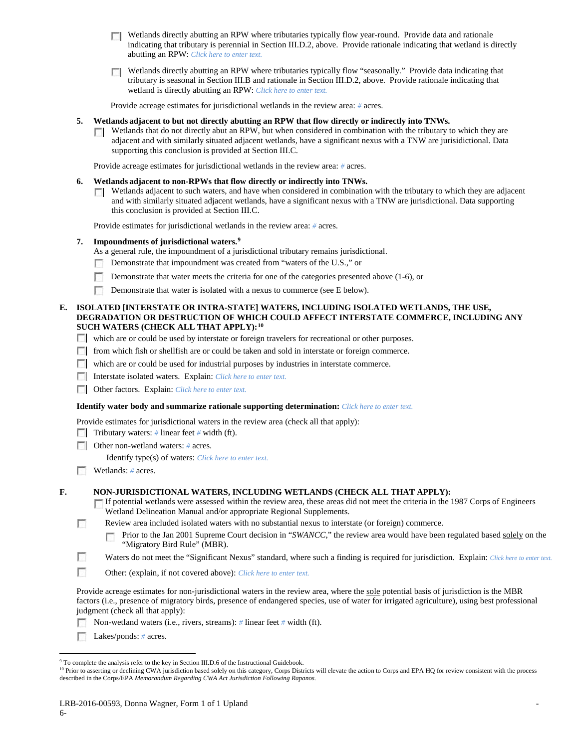- [ ] Wetlands directly abutting an RPW where tributaries typically flow year-round. Provide data and rationale indicating that tributary is perennial in Section III.D.2, above. Provide rationale indicating that wetland is directly abutting an RPW: *Click here to enter text.*

- [ ] Wetlands directly abutting an RPW where tributaries typically flow "seasonally." Provide data indicating that tributary is seasonal in Section III.B and rationale in Section III.D.2, above. Provide rationale indicating that wetland is directly abutting an RPW: *Click here to enter text.*

Provide acreage estimates for jurisdictional wetlands in the review area: *#* acres.

**5. Wetlands adjacent to but not directly abutting an RPW that flow directly or indirectly into TNWs.**

- [ ] Wetlands that do not directly abut an RPW, but when considered in combination with the tributary to which they are adjacent and with similarly situated adjacent wetlands, have a significant nexus with a TNW are jurisidictional. Data supporting this conclusion is provided at Section III.C.

Provide acreage estimates for jurisdictional wetlands in the review area: *#* acres.

**6. Wetlands adjacent to non-RPWs that flow directly or indirectly into TNWs.**

- [ ] Wetlands adjacent to such waters, and have when considered in combination with the tributary to which they are adjacent and with similarly situated adjacent wetlands, have a significant nexus with a TNW are jurisdictional. Data supporting this conclusion is provided at Section III.C.

Provide estimates for jurisdictional wetlands in the review area: *#* acres.

**7. Impoundments of jurisdictional waters.**[9]

As a general rule, the impoundment of a jurisdictional tributary remains jurisdictional.

- [ ] Demonstrate that impoundment was created from "waters of the U.S.," or
- [ ] Demonstrate that water meets the criteria for one of the categories presented above (1-6), or
- [ ] Demonstrate that water is isolated with a nexus to commerce (see E below).

**E. ISOLATED [INTERSTATE OR INTRA-STATE] WATERS, INCLUDING ISOLATED WETLANDS, THE USE, DEGRADATION OR DESTRUCTION OF WHICH COULD AFFECT INTERSTATE COMMERCE, INCLUDING ANY SUCH WATERS (CHECK ALL THAT APPLY):**[10]

- [ ] which are or could be used by interstate or foreign travelers for recreational or other purposes.
- [ ] from which fish or shellfish are or could be taken and sold in interstate or foreign commerce.
- [ ] which are or could be used for industrial purposes by industries in interstate commerce.
- [ ] Interstate isolated waters. Explain: *Click here to enter text.*
- [ ] Other factors. Explain: *Click here to enter text.*

**Identify water body and summarize rationale supporting determination:** *Click here to enter text.*

Provide estimates for jurisdictional waters in the review area (check all that apply):

- [ ] Tributary waters: *#* linear feet *#* width (ft).
- [ ] Other non-wetland waters: *#* acres.

  Identify type(s) of waters: *Click here to enter text.*
- [ ] Wetlands: *#* acres.

**F. NON-JURISDICTIONAL WATERS, INCLUDING WETLANDS (CHECK ALL THAT APPLY):**

- [ ] If potential wetlands were assessed within the review area, these areas did not meet the criteria in the 1987 Corps of Engineers Wetland Delineation Manual and/or appropriate Regional Supplements.
- [ ] Review area included isolated waters with no substantial nexus to interstate (or foreign) commerce.
  - [ ] Prior to the Jan 2001 Supreme Court decision in "*SWANCC*," the review area would have been regulated based solely on the "Migratory Bird Rule" (MBR).
- [ ] Waters do not meet the "Significant Nexus" standard, where such a finding is required for jurisdiction. Explain: *Click here to enter text.*
- [ ] Other: (explain, if not covered above): *Click here to enter text.*

Provide acreage estimates for non-jurisdictional waters in the review area, where the sole potential basis of jurisdiction is the MBR factors (i.e., presence of migratory birds, presence of endangered species, use of water for irrigated agriculture), using best professional judgment (check all that apply):

- [ ] Non-wetland waters (i.e., rivers, streams): *#* linear feet *#* width (ft).
- [ ] Lakes/ponds: *#* acres.

---

[9] To complete the analysis refer to the key in Section III.D.6 of the Instructional Guidebook.

[10] Prior to asserting or declining CWA jurisdiction based solely on this category, Corps Districts will elevate the action to Corps and EPA HQ for review consistent with the process described in the Corps/EPA *Memorandum Regarding CWA Act Jurisdiction Following Rapanos.*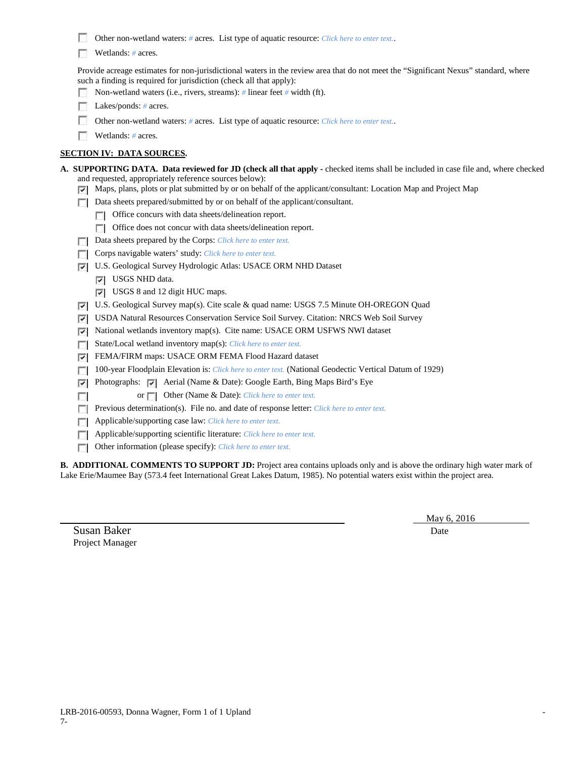- [ ] Other non-wetland waters: # acres. List type of aquatic resource: Click here to enter text..
- [ ] Wetlands: # acres.

Provide acreage estimates for non-jurisdictional waters in the review area that do not meet the "Significant Nexus" standard, where such a finding is required for jurisdiction (check all that apply):

- [ ] Non-wetland waters (i.e., rivers, streams): # linear feet # width (ft).
- [ ] Lakes/ponds: # acres.
- [ ] Other non-wetland waters: # acres. List type of aquatic resource: Click here to enter text..
- [ ] Wetlands: # acres.

**SECTION IV: DATA SOURCES.**

**A. SUPPORTING DATA. Data reviewed for JD (check all that apply -** checked items shall be included in case file and, where checked and requested, appropriately reference sources below):

- [x] Maps, plans, plots or plat submitted by or on behalf of the applicant/consultant: Location Map and Project Map
- [ ] Data sheets prepared/submitted by or on behalf of the applicant/consultant.
  - [ ] Office concurs with data sheets/delineation report.
  - [ ] Office does not concur with data sheets/delineation report.
- [ ] Data sheets prepared by the Corps: Click here to enter text.
- [ ] Corps navigable waters' study: Click here to enter text.
- [x] U.S. Geological Survey Hydrologic Atlas: USACE ORM NHD Dataset
  - [x] USGS NHD data.
  - [x] USGS 8 and 12 digit HUC maps.
- [x] U.S. Geological Survey map(s). Cite scale & quad name: USGS 7.5 Minute OH-OREGON Quad
- [x] USDA Natural Resources Conservation Service Soil Survey. Citation: NRCS Web Soil Survey
- [x] National wetlands inventory map(s). Cite name: USACE ORM USFWS NWI dataset
- [ ] State/Local wetland inventory map(s): Click here to enter text.
- [x] FEMA/FIRM maps: USACE ORM FEMA Flood Hazard dataset
- [ ] 100-year Floodplain Elevation is: Click here to enter text. (National Geodectic Vertical Datum of 1929)
- [x] Photographs: [x] Aerial (Name & Date): Google Earth, Bing Maps Bird's Eye
- [ ] or [ ] Other (Name & Date): Click here to enter text.
- [ ] Previous determination(s). File no. and date of response letter: Click here to enter text.
- [ ] Applicable/supporting case law: Click here to enter text.
- [ ] Applicable/supporting scientific literature: Click here to enter text.
- [ ] Other information (please specify): Click here to enter text.

**B. ADDITIONAL COMMENTS TO SUPPORT JD:** Project area contains uploads only and is above the ordinary high water mark of Lake Erie/Maumee Bay (573.4 feet International Great Lakes Datum, 1985). No potential waters exist within the project area.

Susan Baker
Project Manager

May 6, 2016
Date

LRB-2016-00593, Donna Wagner, Form 1 of 1 Upland